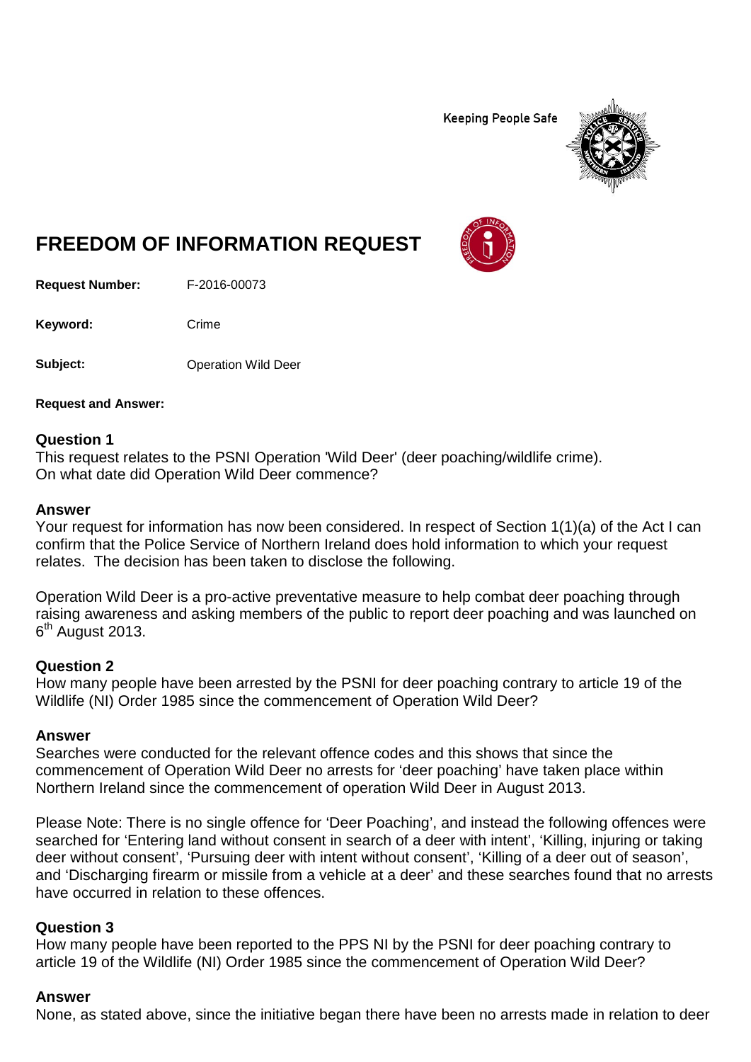Keeping People Safe

# FREEDOM OF INFORMATION REQUEST

**Request Number:** F-2016-00073

**Keyword:** Crime

**Subject:** Operation Wild Deer

**Request and Answer:**

### Question 1

This request relates to the PSNI Operation 'Wild Deer' (deer poaching/wildlife crime).
On what date did Operation Wild Deer commence?

### Answer

Your request for information has now been considered. In respect of Section 1(1)(a) of the Act I can confirm that the Police Service of Northern Ireland does hold information to which your request relates. The decision has been taken to disclose the following.

Operation Wild Deer is a pro-active preventative measure to help combat deer poaching through raising awareness and asking members of the public to report deer poaching and was launched on 6th August 2013.

### Question 2

How many people have been arrested by the PSNI for deer poaching contrary to article 19 of the Wildlife (NI) Order 1985 since the commencement of Operation Wild Deer?

### Answer

Searches were conducted for the relevant offence codes and this shows that since the commencement of Operation Wild Deer no arrests for 'deer poaching' have taken place within Northern Ireland since the commencement of operation Wild Deer in August 2013.

Please Note: There is no single offence for 'Deer Poaching', and instead the following offences were searched for 'Entering land without consent in search of a deer with intent', 'Killing, injuring or taking deer without consent', 'Pursuing deer with intent without consent', 'Killing of a deer out of season', and 'Discharging firearm or missile from a vehicle at a deer' and these searches found that no arrests have occurred in relation to these offences.

### Question 3

How many people have been reported to the PPS NI by the PSNI for deer poaching contrary to article 19 of the Wildlife (NI) Order 1985 since the commencement of Operation Wild Deer?

### Answer

None, as stated above, since the initiative began there have been no arrests made in relation to deer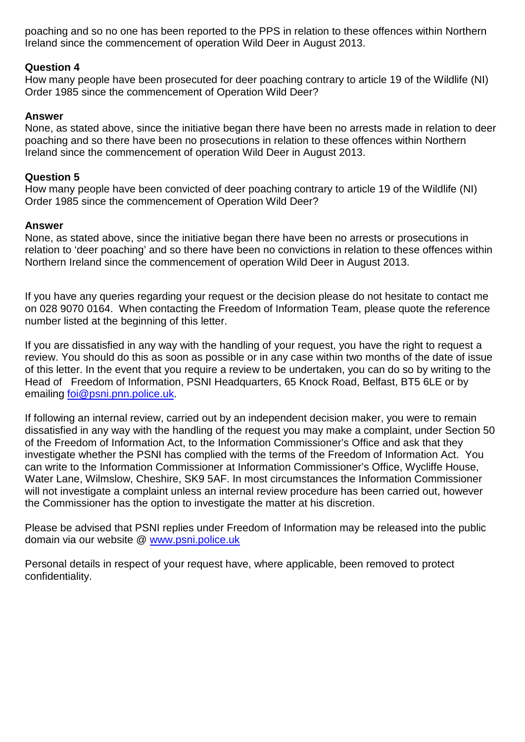poaching and so no one has been reported to the PPS in relation to these offences within Northern Ireland since the commencement of operation Wild Deer in August 2013.

**Question 4**
How many people have been prosecuted for deer poaching contrary to article 19 of the Wildlife (NI) Order 1985 since the commencement of Operation Wild Deer?

**Answer**
None, as stated above, since the initiative began there have been no arrests made in relation to deer poaching and so there have been no prosecutions in relation to these offences within Northern Ireland since the commencement of operation Wild Deer in August 2013.

**Question 5**
How many people have been convicted of deer poaching contrary to article 19 of the Wildlife (NI) Order 1985 since the commencement of Operation Wild Deer?

**Answer**
None, as stated above, since the initiative began there have been no arrests or prosecutions in relation to 'deer poaching' and so there have been no convictions in relation to these offences within Northern Ireland since the commencement of operation Wild Deer in August 2013.

If you have any queries regarding your request or the decision please do not hesitate to contact me on 028 9070 0164. When contacting the Freedom of Information Team, please quote the reference number listed at the beginning of this letter.

If you are dissatisfied in any way with the handling of your request, you have the right to request a review. You should do this as soon as possible or in any case within two months of the date of issue of this letter. In the event that you require a review to be undertaken, you can do so by writing to the Head of Freedom of Information, PSNI Headquarters, 65 Knock Road, Belfast, BT5 6LE or by emailing [foi@psni.pnn.police.uk](mailto:foi@psni.pnn.police.uk).

If following an internal review, carried out by an independent decision maker, you were to remain dissatisfied in any way with the handling of the request you may make a complaint, under Section 50 of the Freedom of Information Act, to the Information Commissioner's Office and ask that they investigate whether the PSNI has complied with the terms of the Freedom of Information Act. You can write to the Information Commissioner at Information Commissioner's Office, Wycliffe House, Water Lane, Wilmslow, Cheshire, SK9 5AF. In most circumstances the Information Commissioner will not investigate a complaint unless an internal review procedure has been carried out, however the Commissioner has the option to investigate the matter at his discretion.

Please be advised that PSNI replies under Freedom of Information may be released into the public domain via our website @ [www.psni.police.uk](http://www.psni.police.uk)

Personal details in respect of your request have, where applicable, been removed to protect confidentiality.